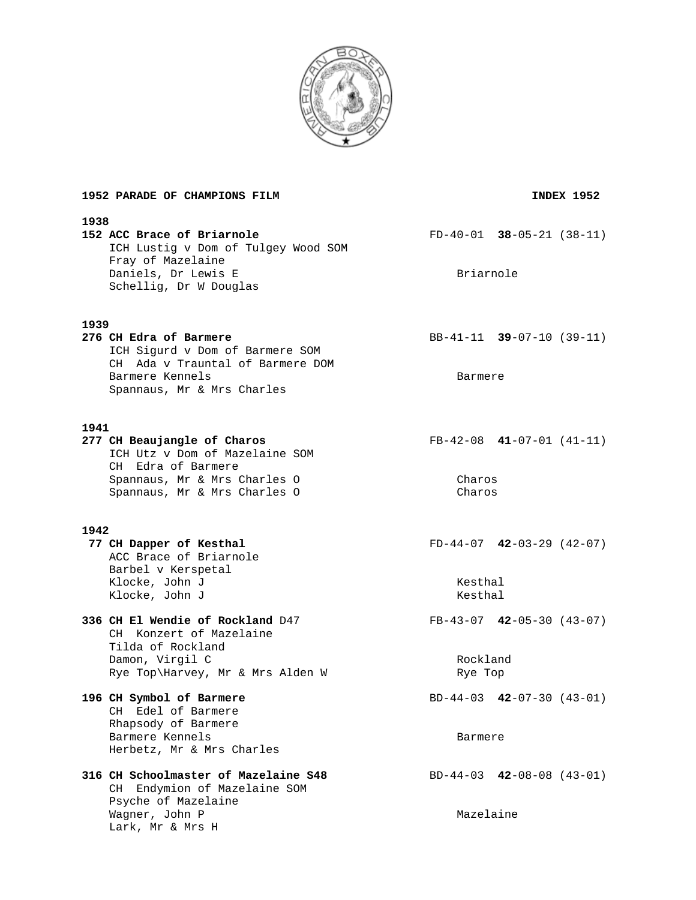**1952 PARADE OF CHAMPIONS FILM** **INDEX 1952**

**1938**

**152 ACC Brace of Briarnole** FD-40-01 **38**-05-21 (38-11)
ICH Lustig v Dom of Tulgey Wood SOM
Fray of Mazelaine
Daniels, Dr Lewis E Briarnole
Schellig, Dr W Douglas

**1939**

**276 CH Edra of Barmere** BB-41-11 **39**-07-10 (39-11)
ICH Sigurd v Dom of Barmere SOM
CH Ada v Trauntal of Barmere DOM
Barmere Kennels Barmere
Spannaus, Mr & Mrs Charles

**1941**

**277 CH Beaujangle of Charos** FB-42-08 **41**-07-01 (41-11)
ICH Utz v Dom of Mazelaine SOM
CH Edra of Barmere
Spannaus, Mr & Mrs Charles O Charos
Spannaus, Mr & Mrs Charles O Charos

**1942**

**77 CH Dapper of Kesthal** FD-44-07 **42**-03-29 (42-07)
ACC Brace of Briarnole
Barbel v Kerspetal
Klocke, John J Kesthal
Klocke, John J Kesthal

**336 CH El Wendie of Rockland** D47 FB-43-07 **42**-05-30 (43-07)
CH Konzert of Mazelaine
Tilda of Rockland
Damon, Virgil C Rockland
Rye Top\Harvey, Mr & Mrs Alden W Rye Top

**196 CH Symbol of Barmere** BD-44-03 **42**-07-30 (43-01)
CH Edel of Barmere
Rhapsody of Barmere
Barmere Kennels Barmere
Herbetz, Mr & Mrs Charles

**316 CH Schoolmaster of Mazelaine S48** BD-44-03 **42**-08-08 (43-01)
CH Endymion of Mazelaine SOM
Psyche of Mazelaine
Wagner, John P Mazelaine
Lark, Mr & Mrs H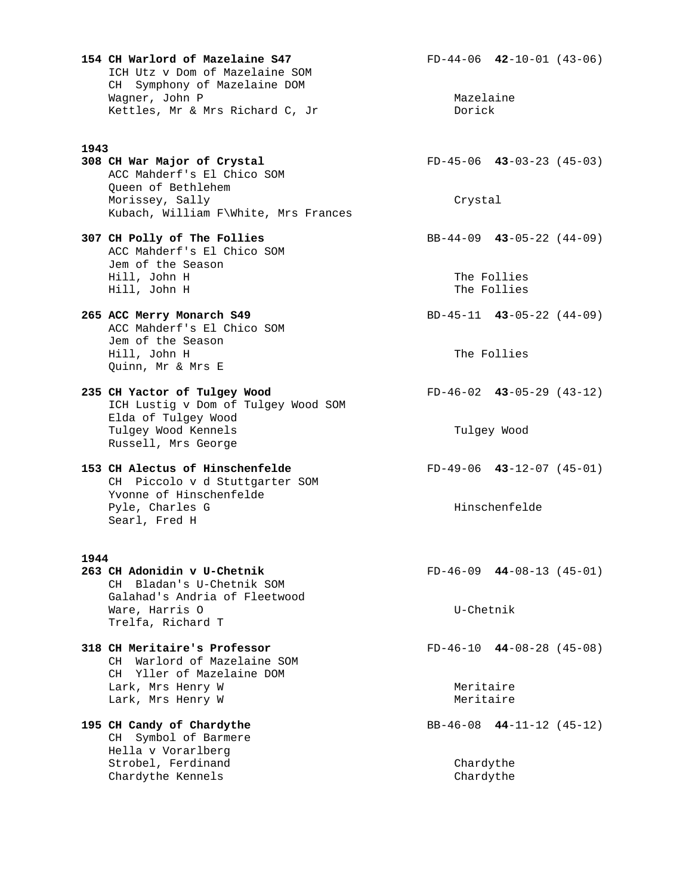**154 CH Warlord of Mazelaine S47** FD-44-06 **42**-10-01 (43-06)
ICH Utz v Dom of Mazelaine SOM
CH Symphony of Mazelaine DOM
Wagner, John P Mazelaine
Kettles, Mr & Mrs Richard C, Jr Dorick

**1943**

**308 CH War Major of Crystal** FD-45-06 **43**-03-23 (45-03)
ACC Mahderf's El Chico SOM
Queen of Bethlehem
Morissey, Sally Crystal
Kubach, William F\White, Mrs Frances

**307 CH Polly of The Follies** BB-44-09 **43**-05-22 (44-09)
ACC Mahderf's El Chico SOM
Jem of the Season
Hill, John H The Follies
Hill, John H The Follies

**265 ACC Merry Monarch S49** BD-45-11 **43**-05-22 (44-09)
ACC Mahderf's El Chico SOM
Jem of the Season
Hill, John H The Follies
Quinn, Mr & Mrs E

**235 CH Yactor of Tulgey Wood** FD-46-02 **43**-05-29 (43-12)
ICH Lustig v Dom of Tulgey Wood SOM
Elda of Tulgey Wood
Tulgey Wood Kennels Tulgey Wood
Russell, Mrs George

**153 CH Alectus of Hinschenfelde** FD-49-06 **43**-12-07 (45-01)
CH Piccolo v d Stuttgarter SOM
Yvonne of Hinschenfelde
Pyle, Charles G Hinschenfelde
Searl, Fred H

**1944**

**263 CH Adonidin v U-Chetnik** FD-46-09 **44**-08-13 (45-01)
CH Bladan's U-Chetnik SOM
Galahad's Andria of Fleetwood
Ware, Harris O U-Chetnik
Trelfa, Richard T

**318 CH Meritaire's Professor** FD-46-10 **44**-08-28 (45-08)
CH Warlord of Mazelaine SOM
CH Yller of Mazelaine DOM
Lark, Mrs Henry W Meritaire
Lark, Mrs Henry W Meritaire

**195 CH Candy of Chardythe** BB-46-08 **44**-11-12 (45-12)
CH Symbol of Barmere
Hella v Vorarlberg
Strobel, Ferdinand Chardythe
Chardythe Kennels Chardythe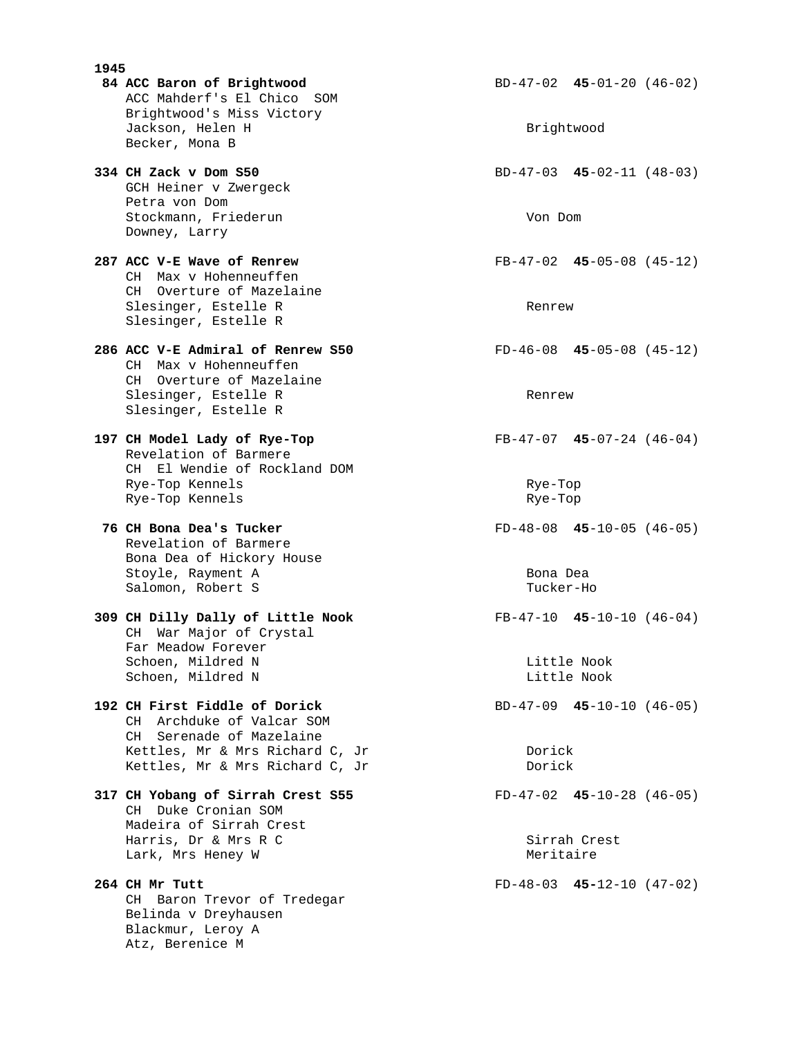**1945**

**84 ACC Baron of Brightwood** BD-47-02 **45**-01-20 (46-02)
ACC Mahderf's El Chico SOM
Brightwood's Miss Victory
Jackson, Helen H — Brightwood
Becker, Mona B

**334 CH Zack v Dom S50** BD-47-03 **45**-02-11 (48-03)
GCH Heiner v Zwergeck
Petra von Dom
Stockmann, Friederun — Von Dom
Downey, Larry

**287 ACC V-E Wave of Renrew** FB-47-02 **45**-05-08 (45-12)
CH Max v Hohenneuffen
CH Overture of Mazelaine
Slesinger, Estelle R — Renrew
Slesinger, Estelle R

**286 ACC V-E Admiral of Renrew S50** FD-46-08 **45**-05-08 (45-12)
CH Max v Hohenneuffen
CH Overture of Mazelaine
Slesinger, Estelle R — Renrew
Slesinger, Estelle R

**197 CH Model Lady of Rye-Top** FB-47-07 **45**-07-24 (46-04)
Revelation of Barmere
CH El Wendie of Rockland DOM
Rye-Top Kennels — Rye-Top
Rye-Top Kennels — Rye-Top

**76 CH Bona Dea's Tucker** FD-48-08 **45**-10-05 (46-05)
Revelation of Barmere
Bona Dea of Hickory House
Stoyle, Rayment A — Bona Dea
Salomon, Robert S — Tucker-Ho

**309 CH Dilly Dally of Little Nook** FB-47-10 **45**-10-10 (46-04)
CH War Major of Crystal
Far Meadow Forever
Schoen, Mildred N — Little Nook
Schoen, Mildred N — Little Nook

**192 CH First Fiddle of Dorick** BD-47-09 **45**-10-10 (46-05)
CH Archduke of Valcar SOM
CH Serenade of Mazelaine
Kettles, Mr & Mrs Richard C, Jr — Dorick
Kettles, Mr & Mrs Richard C, Jr — Dorick

**317 CH Yobang of Sirrah Crest S55** FD-47-02 **45**-10-28 (46-05)
CH Duke Cronian SOM
Madeira of Sirrah Crest
Harris, Dr & Mrs R C — Sirrah Crest
Lark, Mrs Heney W — Meritaire

**264 CH Mr Tutt** FD-48-03 **45**-12-10 (47-02)
CH Baron Trevor of Tredegar
Belinda v Dreyhausen
Blackmur, Leroy A
Atz, Berenice M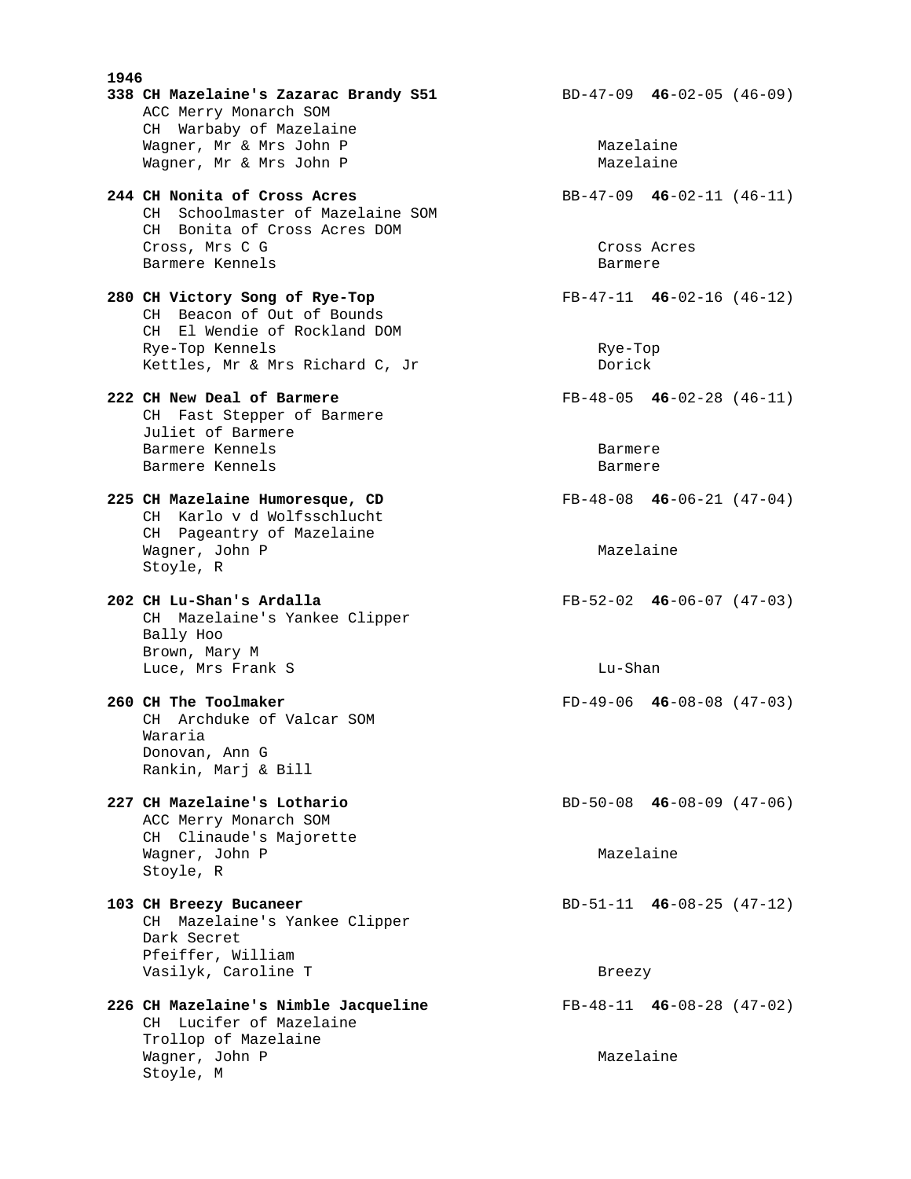**1946**

**338 CH Mazelaine's Zazarac Brandy S51** BD-47-09 **46**-02-05 (46-09)
ACC Merry Monarch SOM
CH Warbaby of Mazelaine
Wagner, Mr & Mrs John P — Mazelaine
Wagner, Mr & Mrs John P — Mazelaine

**244 CH Nonita of Cross Acres** BB-47-09 **46**-02-11 (46-11)
CH Schoolmaster of Mazelaine SOM
CH Bonita of Cross Acres DOM
Cross, Mrs C G — Cross Acres
Barmere Kennels — Barmere

**280 CH Victory Song of Rye-Top** FB-47-11 **46**-02-16 (46-12)
CH Beacon of Out of Bounds
CH El Wendie of Rockland DOM
Rye-Top Kennels — Rye-Top
Kettles, Mr & Mrs Richard C, Jr — Dorick

**222 CH New Deal of Barmere** FB-48-05 **46**-02-28 (46-11)
CH Fast Stepper of Barmere
Juliet of Barmere
Barmere Kennels — Barmere
Barmere Kennels — Barmere

**225 CH Mazelaine Humoresque, CD** FB-48-08 **46**-06-21 (47-04)
CH Karlo v d Wolfsschlucht
CH Pageantry of Mazelaine
Wagner, John P — Mazelaine
Stoyle, R

**202 CH Lu-Shan's Ardalla** FB-52-02 **46**-06-07 (47-03)
CH Mazelaine's Yankee Clipper
Bally Hoo
Brown, Mary M
Luce, Mrs Frank S — Lu-Shan

**260 CH The Toolmaker** FD-49-06 **46**-08-08 (47-03)
CH Archduke of Valcar SOM
Wararia
Donovan, Ann G
Rankin, Marj & Bill

**227 CH Mazelaine's Lothario** BD-50-08 **46**-08-09 (47-06)
ACC Merry Monarch SOM
CH Clinaude's Majorette
Wagner, John P — Mazelaine
Stoyle, R

**103 CH Breezy Bucaneer** BD-51-11 **46**-08-25 (47-12)
CH Mazelaine's Yankee Clipper
Dark Secret
Pfeiffer, William
Vasilyk, Caroline T — Breezy

**226 CH Mazelaine's Nimble Jacqueline** FB-48-11 **46**-08-28 (47-02)
CH Lucifer of Mazelaine
Trollop of Mazelaine
Wagner, John P — Mazelaine
Stoyle, M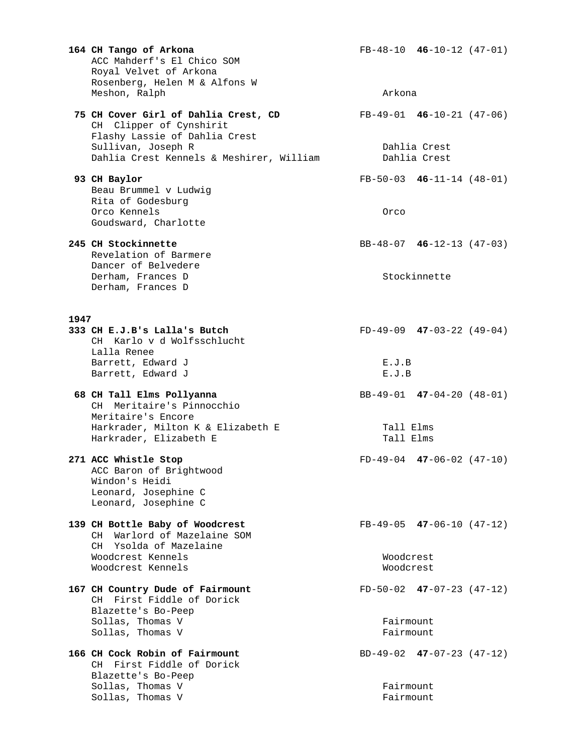**164 CH Tango of Arkona** FB-48-10 **46**-10-12 (47-01)
ACC Mahderf's El Chico SOM
Royal Velvet of Arkona
Rosenberg, Helen M & Alfons W
Meshon, Ralph Arkona

**75 CH Cover Girl of Dahlia Crest, CD** FB-49-01 **46**-10-21 (47-06)
CH Clipper of Cynshirit
Flashy Lassie of Dahlia Crest
Sullivan, Joseph R Dahlia Crest
Dahlia Crest Kennels & Meshirer, William Dahlia Crest

**93 CH Baylor** FB-50-03 **46**-11-14 (48-01)
Beau Brummel v Ludwig
Rita of Godesburg
Orco Kennels Orco
Goudsward, Charlotte

**245 CH Stockinnette** BB-48-07 **46**-12-13 (47-03)
Revelation of Barmere
Dancer of Belvedere
Derham, Frances D Stockinnette
Derham, Frances D

**1947**

**333 CH E.J.B's Lalla's Butch** FD-49-09 **47**-03-22 (49-04)
CH Karlo v d Wolfsschlucht
Lalla Renee
Barrett, Edward J E.J.B
Barrett, Edward J E.J.B

**68 CH Tall Elms Pollyanna** BB-49-01 **47**-04-20 (48-01)
CH Meritaire's Pinnocchio
Meritaire's Encore
Harkrader, Milton K & Elizabeth E Tall Elms
Harkrader, Elizabeth E Tall Elms

**271 ACC Whistle Stop** FD-49-04 **47**-06-02 (47-10)
ACC Baron of Brightwood
Windon's Heidi
Leonard, Josephine C
Leonard, Josephine C

**139 CH Bottle Baby of Woodcrest** FB-49-05 **47**-06-10 (47-12)
CH Warlord of Mazelaine SOM
CH Ysolda of Mazelaine
Woodcrest Kennels Woodcrest
Woodcrest Kennels Woodcrest

**167 CH Country Dude of Fairmount** FD-50-02 **47**-07-23 (47-12)
CH First Fiddle of Dorick
Blazette's Bo-Peep
Sollas, Thomas V Fairmount
Sollas, Thomas V Fairmount

**166 CH Cock Robin of Fairmount** BD-49-02 **47**-07-23 (47-12)
CH First Fiddle of Dorick
Blazette's Bo-Peep
Sollas, Thomas V Fairmount
Sollas, Thomas V Fairmount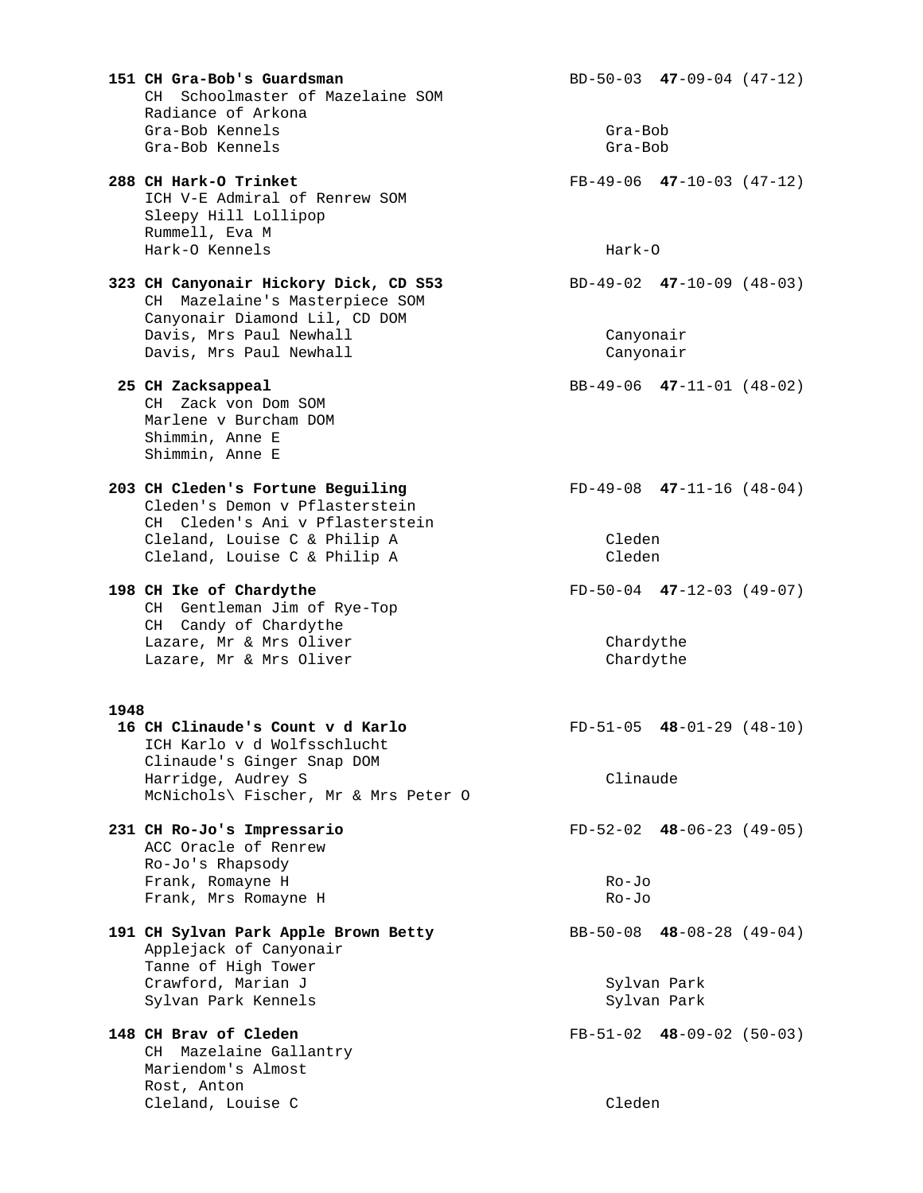**151 CH Gra-Bob's Guardsman** BD-50-03 **47**-09-04 (47-12)
CH Schoolmaster of Mazelaine SOM
Radiance of Arkona
Gra-Bob Kennels Gra-Bob
Gra-Bob Kennels Gra-Bob

**288 CH Hark-O Trinket** FB-49-06 **47**-10-03 (47-12)
ICH V-E Admiral of Renrew SOM
Sleepy Hill Lollipop
Rummell, Eva M
Hark-O Kennels Hark-O

**323 CH Canyonair Hickory Dick, CD S53** BD-49-02 **47**-10-09 (48-03)
CH Mazelaine's Masterpiece SOM
Canyonair Diamond Lil, CD DOM
Davis, Mrs Paul Newhall Canyonair
Davis, Mrs Paul Newhall Canyonair

**25 CH Zacksappeal** BB-49-06 **47**-11-01 (48-02)
CH Zack von Dom SOM
Marlene v Burcham DOM
Shimmin, Anne E
Shimmin, Anne E

**203 CH Cleden's Fortune Beguiling** FD-49-08 **47**-11-16 (48-04)
Cleden's Demon v Pflasterstein
CH Cleden's Ani v Pflasterstein
Cleland, Louise C & Philip A Cleden
Cleland, Louise C & Philip A Cleden

**198 CH Ike of Chardythe** FD-50-04 **47**-12-03 (49-07)
CH Gentleman Jim of Rye-Top
CH Candy of Chardythe
Lazare, Mr & Mrs Oliver Chardythe
Lazare, Mr & Mrs Oliver Chardythe

**1948**

**16 CH Clinaude's Count v d Karlo** FD-51-05 **48**-01-29 (48-10)
ICH Karlo v d Wolfsschlucht
Clinaude's Ginger Snap DOM
Harridge, Audrey S Clinaude
McNichols\ Fischer, Mr & Mrs Peter O

**231 CH Ro-Jo's Impressario** FD-52-02 **48**-06-23 (49-05)
ACC Oracle of Renrew
Ro-Jo's Rhapsody
Frank, Romayne H Ro-Jo
Frank, Mrs Romayne H Ro-Jo

**191 CH Sylvan Park Apple Brown Betty** BB-50-08 **48**-08-28 (49-04)
Applejack of Canyonair
Tanne of High Tower
Crawford, Marian J Sylvan Park
Sylvan Park Kennels Sylvan Park

**148 CH Brav of Cleden** FB-51-02 **48**-09-02 (50-03)
CH Mazelaine Gallantry
Mariendom's Almost
Rost, Anton
Cleland, Louise C Cleden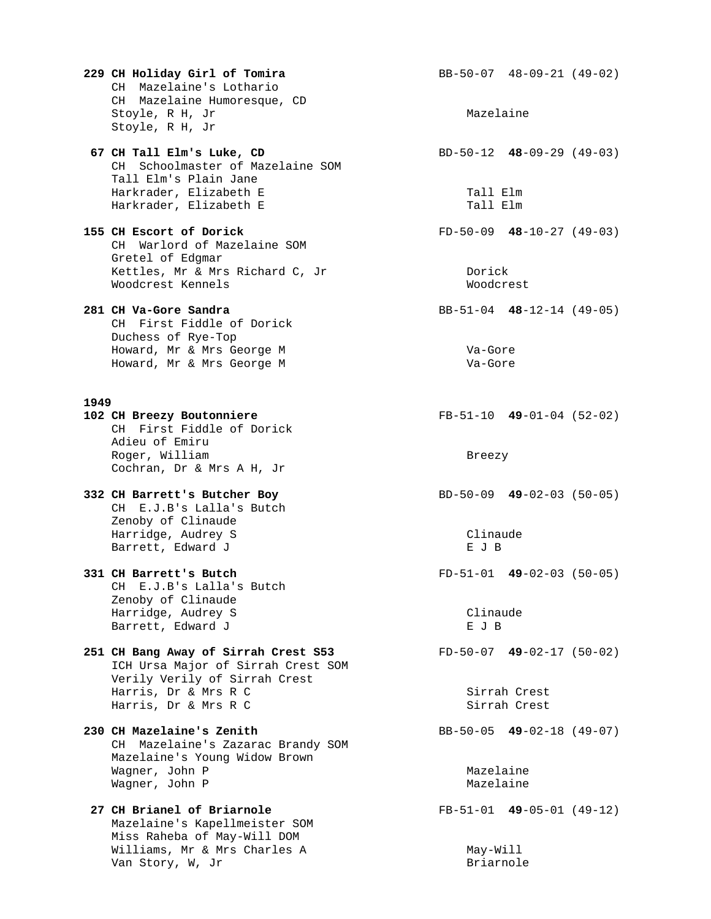**229 CH Holiday Girl of Tomira** BB-50-07 48-09-21 (49-02)
CH Mazelaine's Lothario
CH Mazelaine Humoresque, CD
Stoyle, R H, Jr Mazelaine
Stoyle, R H, Jr

**67 CH Tall Elm's Luke, CD** BD-50-12 **48**-09-29 (49-03)
CH Schoolmaster of Mazelaine SOM
Tall Elm's Plain Jane
Harkrader, Elizabeth E Tall Elm
Harkrader, Elizabeth E Tall Elm

**155 CH Escort of Dorick** FD-50-09 **48**-10-27 (49-03)
CH Warlord of Mazelaine SOM
Gretel of Edgmar
Kettles, Mr & Mrs Richard C, Jr Dorick
Woodcrest Kennels Woodcrest

**281 CH Va-Gore Sandra** BB-51-04 **48**-12-14 (49-05)
CH First Fiddle of Dorick
Duchess of Rye-Top
Howard, Mr & Mrs George M Va-Gore
Howard, Mr & Mrs George M Va-Gore

**1949**

**102 CH Breezy Boutonniere** FB-51-10 **49**-01-04 (52-02)
CH First Fiddle of Dorick
Adieu of Emiru
Roger, William Breezy
Cochran, Dr & Mrs A H, Jr

**332 CH Barrett's Butcher Boy** BD-50-09 **49**-02-03 (50-05)
CH E.J.B's Lalla's Butch
Zenoby of Clinaude
Harridge, Audrey S Clinaude
Barrett, Edward J E J B

**331 CH Barrett's Butch** FD-51-01 **49**-02-03 (50-05)
CH E.J.B's Lalla's Butch
Zenoby of Clinaude
Harridge, Audrey S Clinaude
Barrett, Edward J E J B

**251 CH Bang Away of Sirrah Crest S53** FD-50-07 **49**-02-17 (50-02)
ICH Ursa Major of Sirrah Crest SOM
Verily Verily of Sirrah Crest
Harris, Dr & Mrs R C Sirrah Crest
Harris, Dr & Mrs R C Sirrah Crest

**230 CH Mazelaine's Zenith** BB-50-05 **49**-02-18 (49-07)
CH Mazelaine's Zazarac Brandy SOM
Mazelaine's Young Widow Brown
Wagner, John P Mazelaine
Wagner, John P Mazelaine

**27 CH Brianel of Briarnole** FB-51-01 **49**-05-01 (49-12)
Mazelaine's Kapellmeister SOM
Miss Raheba of May-Will DOM
Williams, Mr & Mrs Charles A May-Will
Van Story, W, Jr Briarnole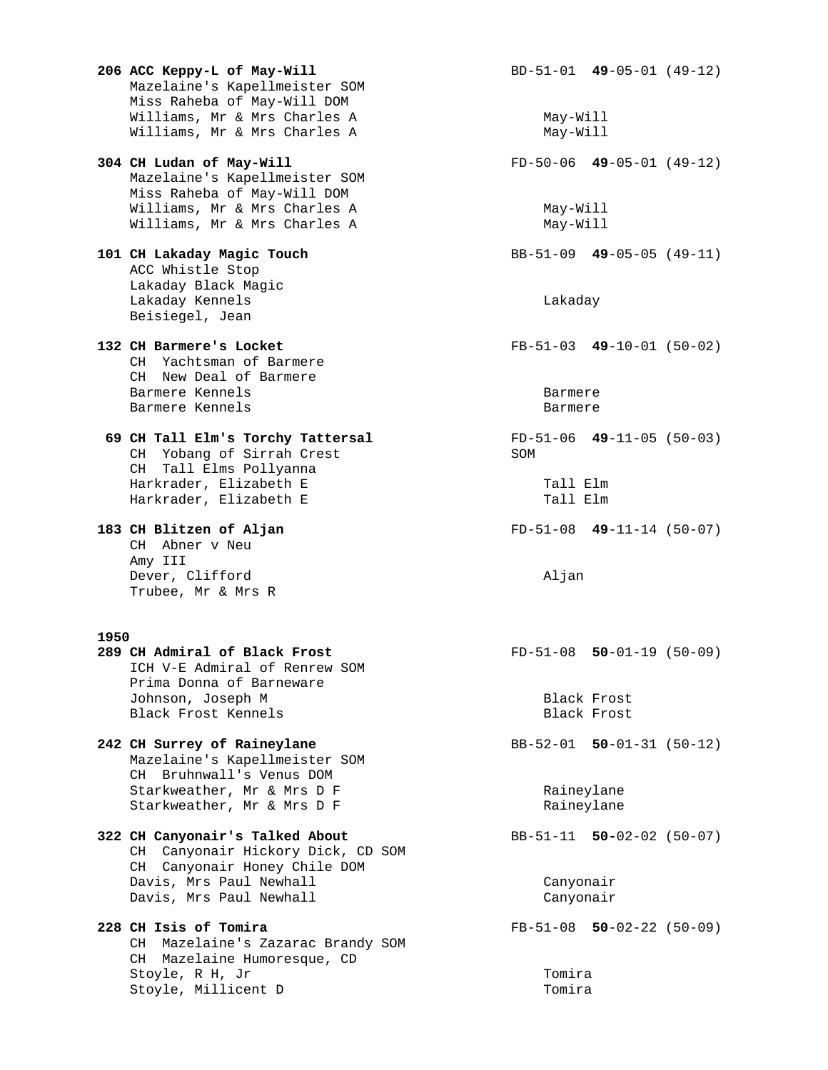**206 ACC Keppy-L of May-Will** BD-51-01 **49**-05-01 (49-12)
Mazelaine's Kapellmeister SOM
Miss Raheba of May-Will DOM
Williams, Mr & Mrs Charles A May-Will
Williams, Mr & Mrs Charles A May-Will

**304 CH Ludan of May-Will** FD-50-06 **49**-05-01 (49-12)
Mazelaine's Kapellmeister SOM
Miss Raheba of May-Will DOM
Williams, Mr & Mrs Charles A May-Will
Williams, Mr & Mrs Charles A May-Will

**101 CH Lakaday Magic Touch** BB-51-09 **49**-05-05 (49-11)
ACC Whistle Stop
Lakaday Black Magic
Lakaday Kennels Lakaday
Beisiegel, Jean

**132 CH Barmere's Locket** FB-51-03 **49**-10-01 (50-02)
CH Yachtsman of Barmere
CH New Deal of Barmere
Barmere Kennels Barmere
Barmere Kennels Barmere

**69 CH Tall Elm's Torchy Tattersal** FD-51-06 **49**-11-05 (50-03)
CH Yobang of Sirrah Crest SOM
CH Tall Elms Pollyanna
Harkrader, Elizabeth E Tall Elm
Harkrader, Elizabeth E Tall Elm

**183 CH Blitzen of Aljan** FD-51-08 **49**-11-14 (50-07)
CH Abner v Neu
Amy III
Dever, Clifford Aljan
Trubee, Mr & Mrs R

**1950**

**289 CH Admiral of Black Frost** FD-51-08 **50**-01-19 (50-09)
ICH V-E Admiral of Renrew SOM
Prima Donna of Barneware
Johnson, Joseph M Black Frost
Black Frost Kennels Black Frost

**242 CH Surrey of Raineylane** BB-52-01 **50**-01-31 (50-12)
Mazelaine's Kapellmeister SOM
CH Bruhnwall's Venus DOM
Starkweather, Mr & Mrs D F Raineylane
Starkweather, Mr & Mrs D F Raineylane

**322 CH Canyonair's Talked About** BB-51-11 **50-**02-02 (50-07)
CH Canyonair Hickory Dick, CD SOM
CH Canyonair Honey Chile DOM
Davis, Mrs Paul Newhall Canyonair
Davis, Mrs Paul Newhall Canyonair

**228 CH Isis of Tomira** FB-51-08 **50**-02-22 (50-09)
CH Mazelaine's Zazarac Brandy SOM
CH Mazelaine Humoresque, CD
Stoyle, R H, Jr Tomira
Stoyle, Millicent D Tomira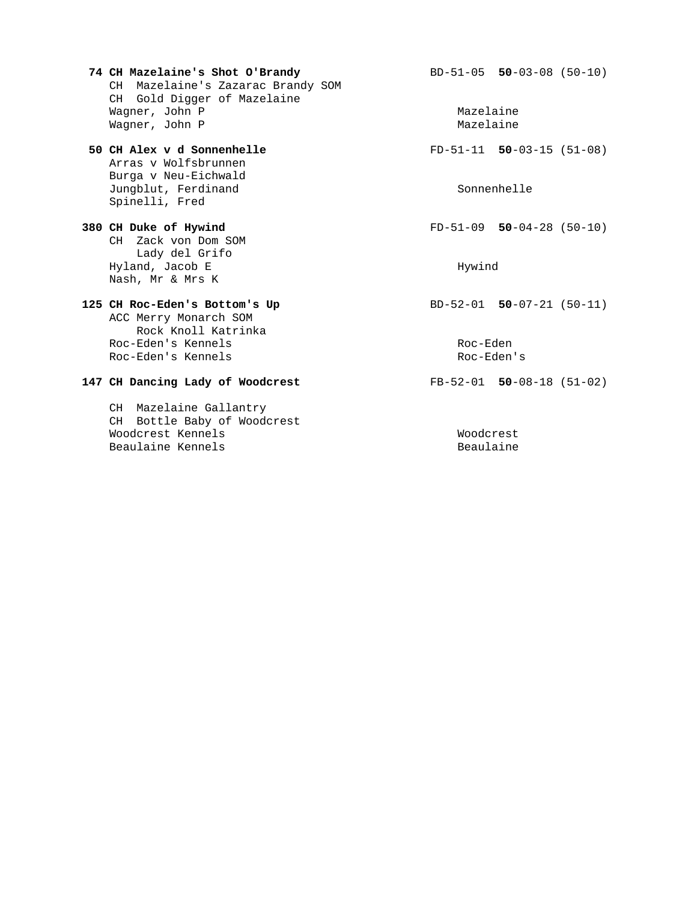**74 CH Mazelaine's Shot O'Brandy** BD-51-05 **50**-03-08 (50-10)
CH Mazelaine's Zazarac Brandy SOM
CH Gold Digger of Mazelaine
Wagner, John P Mazelaine
Wagner, John P Mazelaine

**50 CH Alex v d Sonnenhelle** FD-51-11 **50**-03-15 (51-08)
Arras v Wolfsbrunnen
Burga v Neu-Eichwald
Jungblut, Ferdinand Sonnenhelle
Spinelli, Fred

**380 CH Duke of Hywind** FD-51-09 **50**-04-28 (50-10)
CH Zack von Dom SOM
Lady del Grifo
Hyland, Jacob E Hywind
Nash, Mr & Mrs K

**125 CH Roc-Eden's Bottom's Up** BD-52-01 **50**-07-21 (50-11)
ACC Merry Monarch SOM
Rock Knoll Katrinka
Roc-Eden's Kennels Roc-Eden
Roc-Eden's Kennels Roc-Eden's

**147 CH Dancing Lady of Woodcrest** FB-52-01 **50**-08-18 (51-02)

CH Mazelaine Gallantry
CH Bottle Baby of Woodcrest
Woodcrest Kennels Woodcrest
Beaulaine Kennels Beaulaine